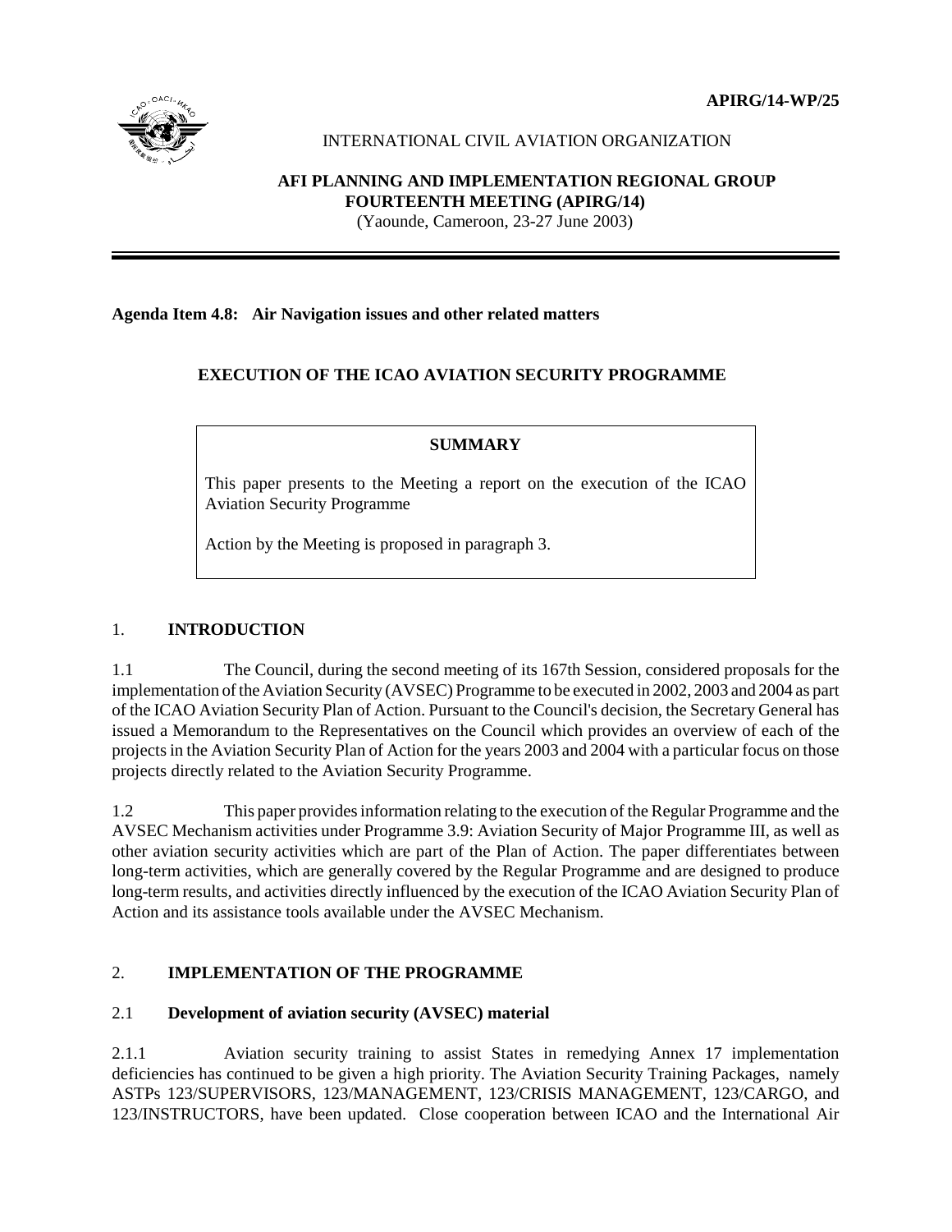APIRG/14-WP/25

INTERNATIONAL CIVIL AVIATION ORGANIZATION

**AFI PLANNING AND IMPLEMENTATION REGIONAL GROUP**
**FOURTEENTH MEETING (APIRG/14)**
(Yaounde, Cameroon, 23-27 June 2003)

**Agenda Item 4.8: Air Navigation issues and other related matters**

## EXECUTION OF THE ICAO AVIATION SECURITY PROGRAMME

**SUMMARY**

This paper presents to the Meeting a report on the execution of the ICAO Aviation Security Programme

Action by the Meeting is proposed in paragraph 3.

## 1. INTRODUCTION

1.1 The Council, during the second meeting of its 167th Session, considered proposals for the implementation of the Aviation Security (AVSEC) Programme to be executed in 2002, 2003 and 2004 as part of the ICAO Aviation Security Plan of Action. Pursuant to the Council's decision, the Secretary General has issued a Memorandum to the Representatives on the Council which provides an overview of each of the projects in the Aviation Security Plan of Action for the years 2003 and 2004 with a particular focus on those projects directly related to the Aviation Security Programme.

1.2 This paper provides information relating to the execution of the Regular Programme and the AVSEC Mechanism activities under Programme 3.9: Aviation Security of Major Programme III, as well as other aviation security activities which are part of the Plan of Action. The paper differentiates between long-term activities, which are generally covered by the Regular Programme and are designed to produce long-term results, and activities directly influenced by the execution of the ICAO Aviation Security Plan of Action and its assistance tools available under the AVSEC Mechanism.

## 2. IMPLEMENTATION OF THE PROGRAMME

### 2.1 Development of aviation security (AVSEC) material

2.1.1 Aviation security training to assist States in remedying Annex 17 implementation deficiencies has continued to be given a high priority. The Aviation Security Training Packages, namely ASTPs 123/SUPERVISORS, 123/MANAGEMENT, 123/CRISIS MANAGEMENT, 123/CARGO, and 123/INSTRUCTORS, have been updated. Close cooperation between ICAO and the International Air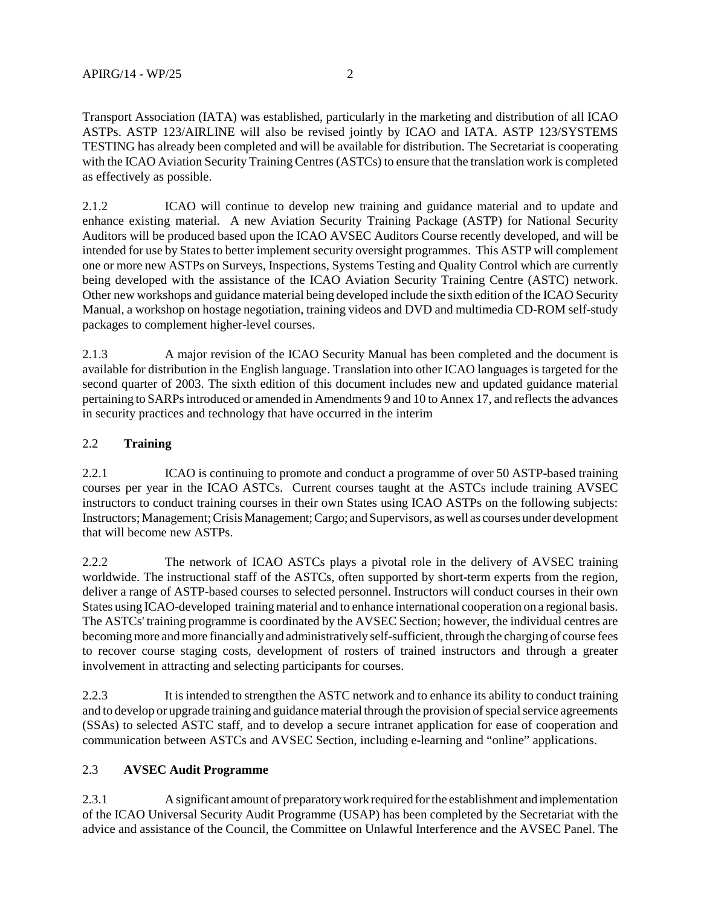Transport Association (IATA) was established, particularly in the marketing and distribution of all ICAO ASTPs. ASTP 123/AIRLINE will also be revised jointly by ICAO and IATA. ASTP 123/SYSTEMS TESTING has already been completed and will be available for distribution. The Secretariat is cooperating with the ICAO Aviation Security Training Centres (ASTCs) to ensure that the translation work is completed as effectively as possible.

2.1.2 ICAO will continue to develop new training and guidance material and to update and enhance existing material. A new Aviation Security Training Package (ASTP) for National Security Auditors will be produced based upon the ICAO AVSEC Auditors Course recently developed, and will be intended for use by States to better implement security oversight programmes. This ASTP will complement one or more new ASTPs on Surveys, Inspections, Systems Testing and Quality Control which are currently being developed with the assistance of the ICAO Aviation Security Training Centre (ASTC) network. Other new workshops and guidance material being developed include the sixth edition of the ICAO Security Manual, a workshop on hostage negotiation, training videos and DVD and multimedia CD-ROM self-study packages to complement higher-level courses.

2.1.3 A major revision of the ICAO Security Manual has been completed and the document is available for distribution in the English language. Translation into other ICAO languages is targeted for the second quarter of 2003. The sixth edition of this document includes new and updated guidance material pertaining to SARPs introduced or amended in Amendments 9 and 10 to Annex 17, and reflects the advances in security practices and technology that have occurred in the interim

## 2.2 **Training**

2.2.1 ICAO is continuing to promote and conduct a programme of over 50 ASTP-based training courses per year in the ICAO ASTCs. Current courses taught at the ASTCs include training AVSEC instructors to conduct training courses in their own States using ICAO ASTPs on the following subjects: Instructors; Management; Crisis Management; Cargo; and Supervisors, as well as courses under development that will become new ASTPs.

2.2.2 The network of ICAO ASTCs plays a pivotal role in the delivery of AVSEC training worldwide. The instructional staff of the ASTCs, often supported by short-term experts from the region, deliver a range of ASTP-based courses to selected personnel. Instructors will conduct courses in their own States using ICAO-developed training material and to enhance international cooperation on a regional basis. The ASTCs' training programme is coordinated by the AVSEC Section; however, the individual centres are becoming more and more financially and administratively self-sufficient, through the charging of course fees to recover course staging costs, development of rosters of trained instructors and through a greater involvement in attracting and selecting participants for courses.

2.2.3 It is intended to strengthen the ASTC network and to enhance its ability to conduct training and to develop or upgrade training and guidance material through the provision of special service agreements (SSAs) to selected ASTC staff, and to develop a secure intranet application for ease of cooperation and communication between ASTCs and AVSEC Section, including e-learning and "online" applications.

## 2.3 **AVSEC Audit Programme**

2.3.1 A significant amount of preparatory work required for the establishment and implementation of the ICAO Universal Security Audit Programme (USAP) has been completed by the Secretariat with the advice and assistance of the Council, the Committee on Unlawful Interference and the AVSEC Panel. The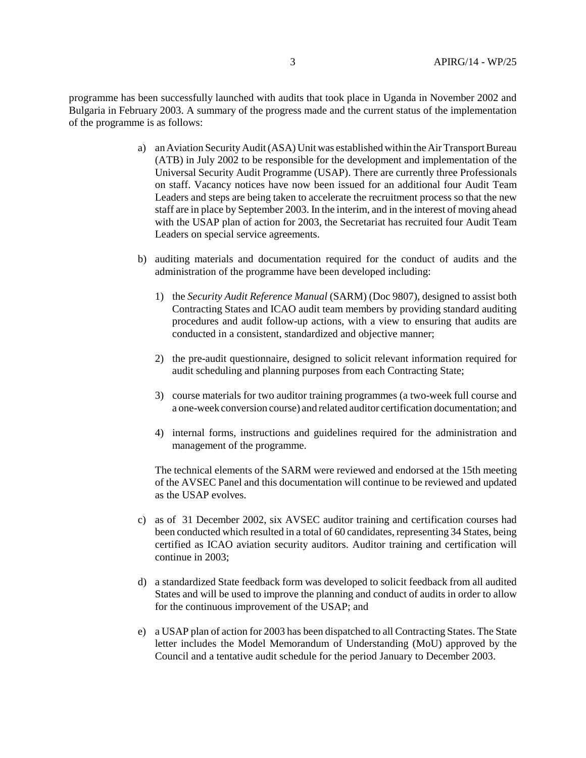programme has been successfully launched with audits that took place in Uganda in November 2002 and Bulgaria in February 2003. A summary of the progress made and the current status of the implementation of the programme is as follows:

a) an Aviation Security Audit (ASA) Unit was established within the Air Transport Bureau (ATB) in July 2002 to be responsible for the development and implementation of the Universal Security Audit Programme (USAP). There are currently three Professionals on staff. Vacancy notices have now been issued for an additional four Audit Team Leaders and steps are being taken to accelerate the recruitment process so that the new staff are in place by September 2003. In the interim, and in the interest of moving ahead with the USAP plan of action for 2003, the Secretariat has recruited four Audit Team Leaders on special service agreements.

b) auditing materials and documentation required for the conduct of audits and the administration of the programme have been developed including:

   1) the *Security Audit Reference Manual* (SARM) (Doc 9807), designed to assist both Contracting States and ICAO audit team members by providing standard auditing procedures and audit follow-up actions, with a view to ensuring that audits are conducted in a consistent, standardized and objective manner;

   2) the pre-audit questionnaire, designed to solicit relevant information required for audit scheduling and planning purposes from each Contracting State;

   3) course materials for two auditor training programmes (a two-week full course and a one-week conversion course) and related auditor certification documentation; and

   4) internal forms, instructions and guidelines required for the administration and management of the programme.

   The technical elements of the SARM were reviewed and endorsed at the 15th meeting of the AVSEC Panel and this documentation will continue to be reviewed and updated as the USAP evolves.

c) as of 31 December 2002, six AVSEC auditor training and certification courses had been conducted which resulted in a total of 60 candidates, representing 34 States, being certified as ICAO aviation security auditors. Auditor training and certification will continue in 2003;

d) a standardized State feedback form was developed to solicit feedback from all audited States and will be used to improve the planning and conduct of audits in order to allow for the continuous improvement of the USAP; and

e) a USAP plan of action for 2003 has been dispatched to all Contracting States. The State letter includes the Model Memorandum of Understanding (MoU) approved by the Council and a tentative audit schedule for the period January to December 2003.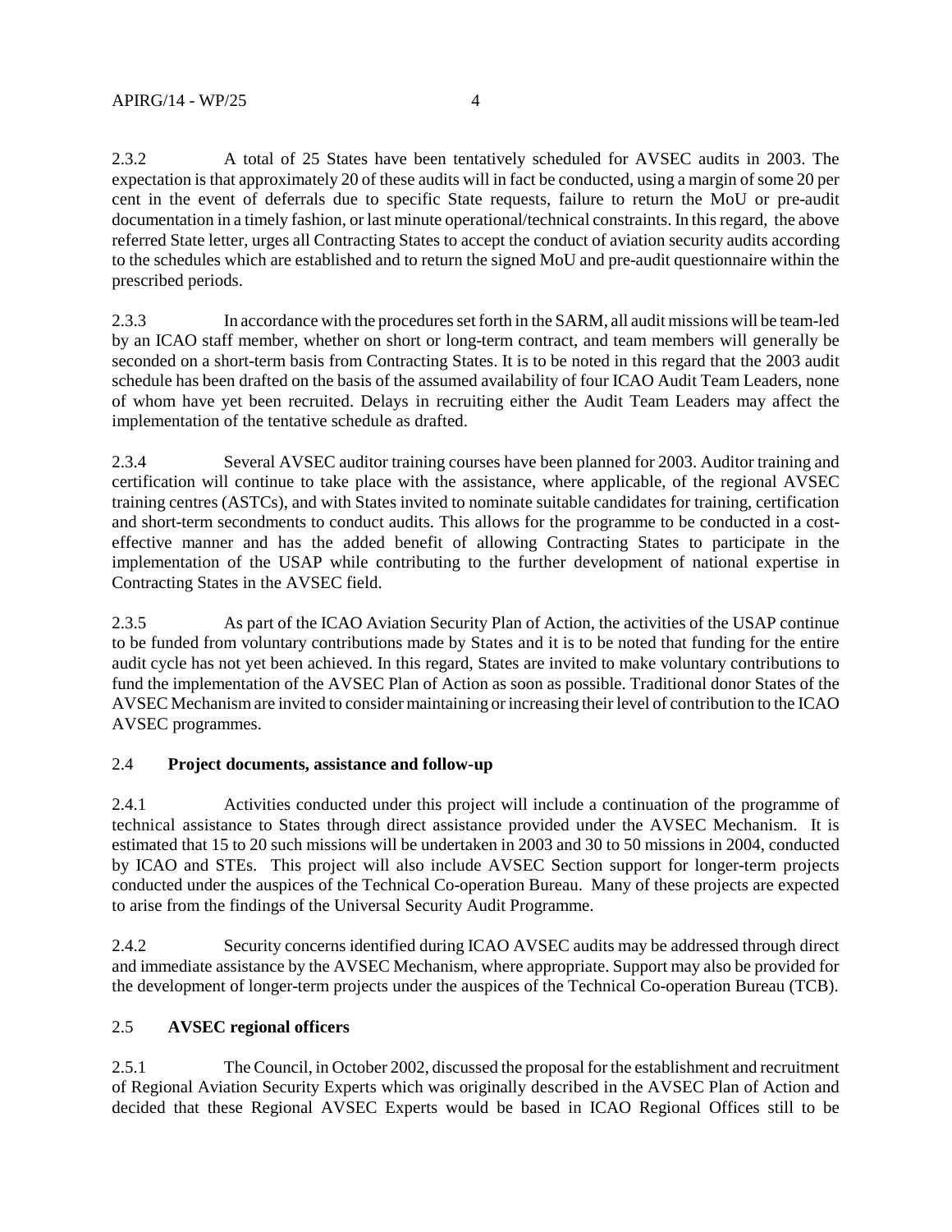2.3.2 A total of 25 States have been tentatively scheduled for AVSEC audits in 2003. The expectation is that approximately 20 of these audits will in fact be conducted, using a margin of some 20 per cent in the event of deferrals due to specific State requests, failure to return the MoU or pre-audit documentation in a timely fashion, or last minute operational/technical constraints. In this regard, the above referred State letter, urges all Contracting States to accept the conduct of aviation security audits according to the schedules which are established and to return the signed MoU and pre-audit questionnaire within the prescribed periods.

2.3.3 In accordance with the procedures set forth in the SARM, all audit missions will be team-led by an ICAO staff member, whether on short or long-term contract, and team members will generally be seconded on a short-term basis from Contracting States. It is to be noted in this regard that the 2003 audit schedule has been drafted on the basis of the assumed availability of four ICAO Audit Team Leaders, none of whom have yet been recruited. Delays in recruiting either the Audit Team Leaders may affect the implementation of the tentative schedule as drafted.

2.3.4 Several AVSEC auditor training courses have been planned for 2003. Auditor training and certification will continue to take place with the assistance, where applicable, of the regional AVSEC training centres (ASTCs), and with States invited to nominate suitable candidates for training, certification and short-term secondments to conduct audits. This allows for the programme to be conducted in a cost-effective manner and has the added benefit of allowing Contracting States to participate in the implementation of the USAP while contributing to the further development of national expertise in Contracting States in the AVSEC field.

2.3.5 As part of the ICAO Aviation Security Plan of Action, the activities of the USAP continue to be funded from voluntary contributions made by States and it is to be noted that funding for the entire audit cycle has not yet been achieved. In this regard, States are invited to make voluntary contributions to fund the implementation of the AVSEC Plan of Action as soon as possible. Traditional donor States of the AVSEC Mechanism are invited to consider maintaining or increasing their level of contribution to the ICAO AVSEC programmes.

## 2.4 **Project documents, assistance and follow-up**

2.4.1 Activities conducted under this project will include a continuation of the programme of technical assistance to States through direct assistance provided under the AVSEC Mechanism. It is estimated that 15 to 20 such missions will be undertaken in 2003 and 30 to 50 missions in 2004, conducted by ICAO and STEs. This project will also include AVSEC Section support for longer-term projects conducted under the auspices of the Technical Co-operation Bureau. Many of these projects are expected to arise from the findings of the Universal Security Audit Programme.

2.4.2 Security concerns identified during ICAO AVSEC audits may be addressed through direct and immediate assistance by the AVSEC Mechanism, where appropriate. Support may also be provided for the development of longer-term projects under the auspices of the Technical Co-operation Bureau (TCB).

## 2.5 **AVSEC regional officers**

2.5.1 The Council, in October 2002, discussed the proposal for the establishment and recruitment of Regional Aviation Security Experts which was originally described in the AVSEC Plan of Action and decided that these Regional AVSEC Experts would be based in ICAO Regional Offices still to be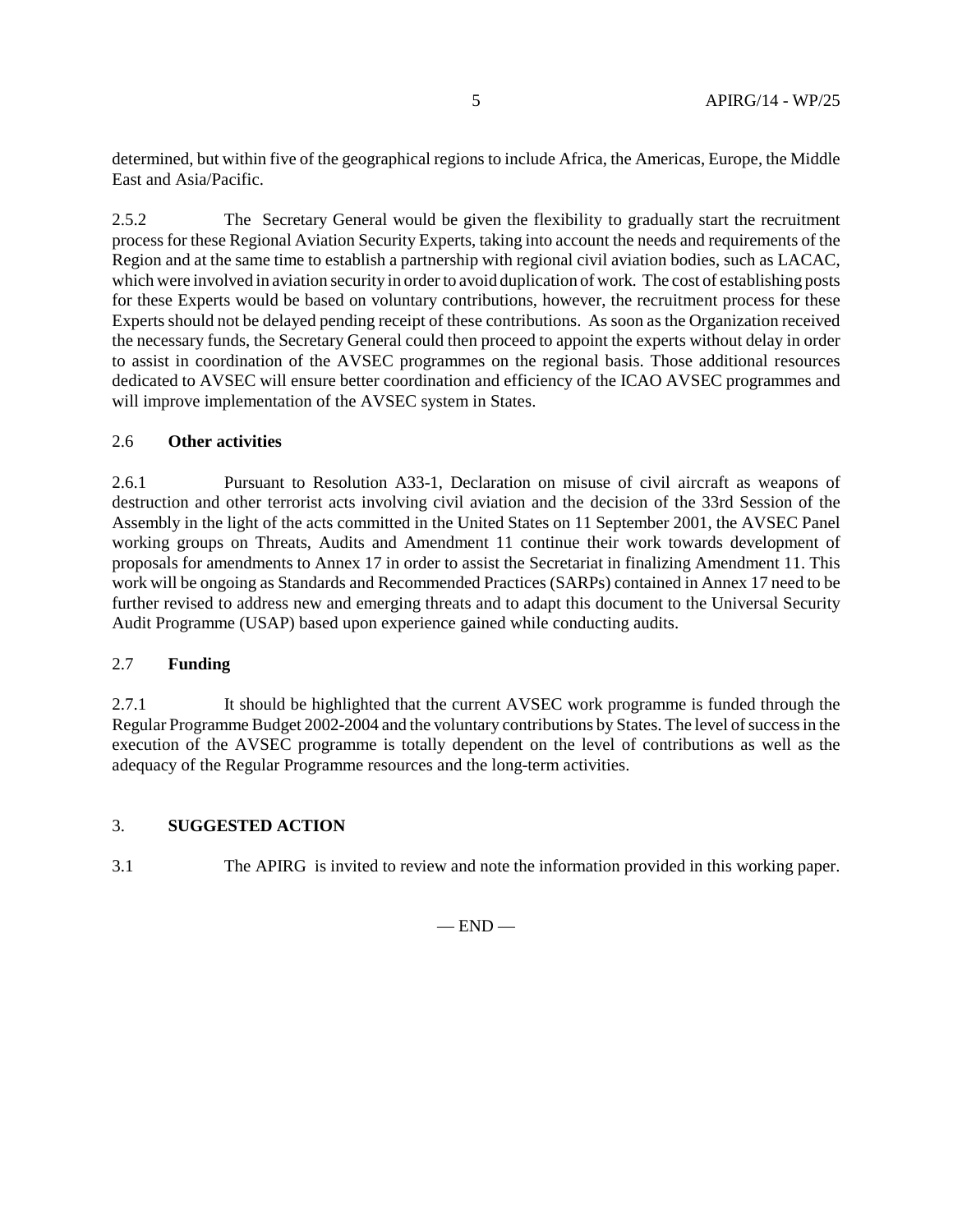determined, but within five of the geographical regions to include Africa, the Americas, Europe, the Middle East and Asia/Pacific.

2.5.2 The Secretary General would be given the flexibility to gradually start the recruitment process for these Regional Aviation Security Experts, taking into account the needs and requirements of the Region and at the same time to establish a partnership with regional civil aviation bodies, such as LACAC, which were involved in aviation security in order to avoid duplication of work. The cost of establishing posts for these Experts would be based on voluntary contributions, however, the recruitment process for these Experts should not be delayed pending receipt of these contributions. As soon as the Organization received the necessary funds, the Secretary General could then proceed to appoint the experts without delay in order to assist in coordination of the AVSEC programmes on the regional basis. Those additional resources dedicated to AVSEC will ensure better coordination and efficiency of the ICAO AVSEC programmes and will improve implementation of the AVSEC system in States.

### 2.6 Other activities

2.6.1 Pursuant to Resolution A33-1, Declaration on misuse of civil aircraft as weapons of destruction and other terrorist acts involving civil aviation and the decision of the 33rd Session of the Assembly in the light of the acts committed in the United States on 11 September 2001, the AVSEC Panel working groups on Threats, Audits and Amendment 11 continue their work towards development of proposals for amendments to Annex 17 in order to assist the Secretariat in finalizing Amendment 11. This work will be ongoing as Standards and Recommended Practices (SARPs) contained in Annex 17 need to be further revised to address new and emerging threats and to adapt this document to the Universal Security Audit Programme (USAP) based upon experience gained while conducting audits.

### 2.7 Funding

2.7.1 It should be highlighted that the current AVSEC work programme is funded through the Regular Programme Budget 2002-2004 and the voluntary contributions by States. The level of success in the execution of the AVSEC programme is totally dependent on the level of contributions as well as the adequacy of the Regular Programme resources and the long-term activities.

## 3. SUGGESTED ACTION

3.1 The APIRG is invited to review and note the information provided in this working paper.

— END —